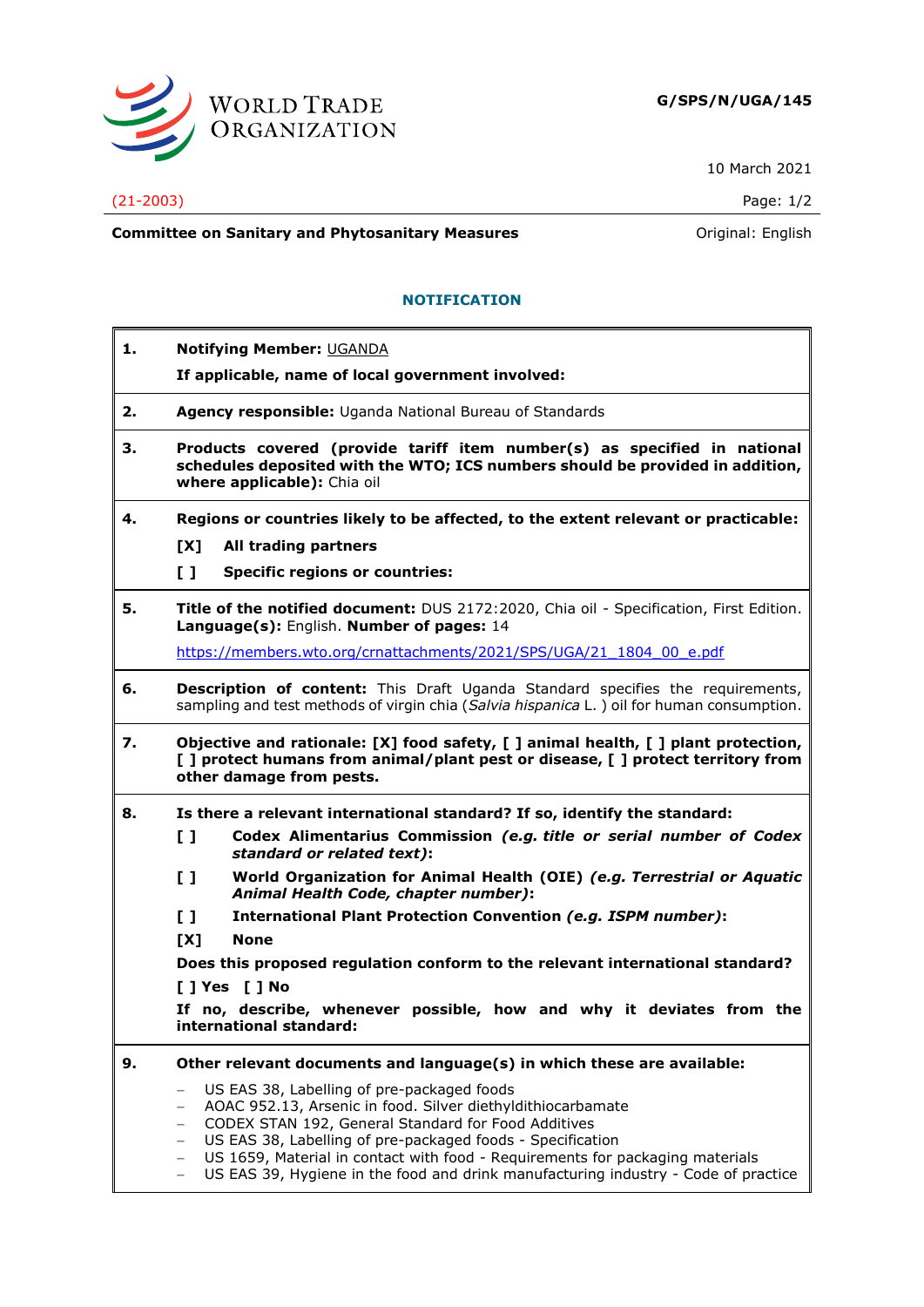WORLD TRADE ORGANIZATION

**G/SPS/N/UGA/145**

10 March 2021

(21-2003)

**Committee on Sanitary and Phytosanitary Measures** Original: English

## NOTIFICATION

**1. Notifying Member:** UGANDA

**If applicable, name of local government involved:**

**2. Agency responsible:** Uganda National Bureau of Standards

**3. Products covered (provide tariff item number(s) as specified in national schedules deposited with the WTO; ICS numbers should be provided in addition, where applicable):** Chia oil

**4. Regions or countries likely to be affected, to the extent relevant or practicable:**

**[X] All trading partners**

**[ ] Specific regions or countries:**

**5. Title of the notified document:** DUS 2172:2020, Chia oil - Specification, First Edition. **Language(s):** English. **Number of pages:** 14

https://members.wto.org/crnattachments/2021/SPS/UGA/21_1804_00_e.pdf

**6. Description of content:** This Draft Uganda Standard specifies the requirements, sampling and test methods of virgin chia (*Salvia hispanica* L. ) oil for human consumption.

**7. Objective and rationale: [X] food safety, [ ] animal health, [ ] plant protection, [ ] protect humans from animal/plant pest or disease, [ ] protect territory from other damage from pests.**

**8. Is there a relevant international standard? If so, identify the standard:**

**[ ] Codex Alimentarius Commission** ***(e.g. title or serial number of Codex standard or related text)*****:**

**[ ] World Organization for Animal Health (OIE)** ***(e.g. Terrestrial or Aquatic Animal Health Code, chapter number)*****:**

**[ ] International Plant Protection Convention** ***(e.g. ISPM number)*****:**

**[X] None**

**Does this proposed regulation conform to the relevant international standard?**

**[ ] Yes [ ] No**

**If no, describe, whenever possible, how and why it deviates from the international standard:**

**9. Other relevant documents and language(s) in which these are available:**

- US EAS 38, Labelling of pre-packaged foods
- AOAC 952.13, Arsenic in food. Silver diethyldithiocarbamate
- CODEX STAN 192, General Standard for Food Additives
- US EAS 38, Labelling of pre-packaged foods - Specification
- US 1659, Material in contact with food - Requirements for packaging materials
- US EAS 39, Hygiene in the food and drink manufacturing industry - Code of practice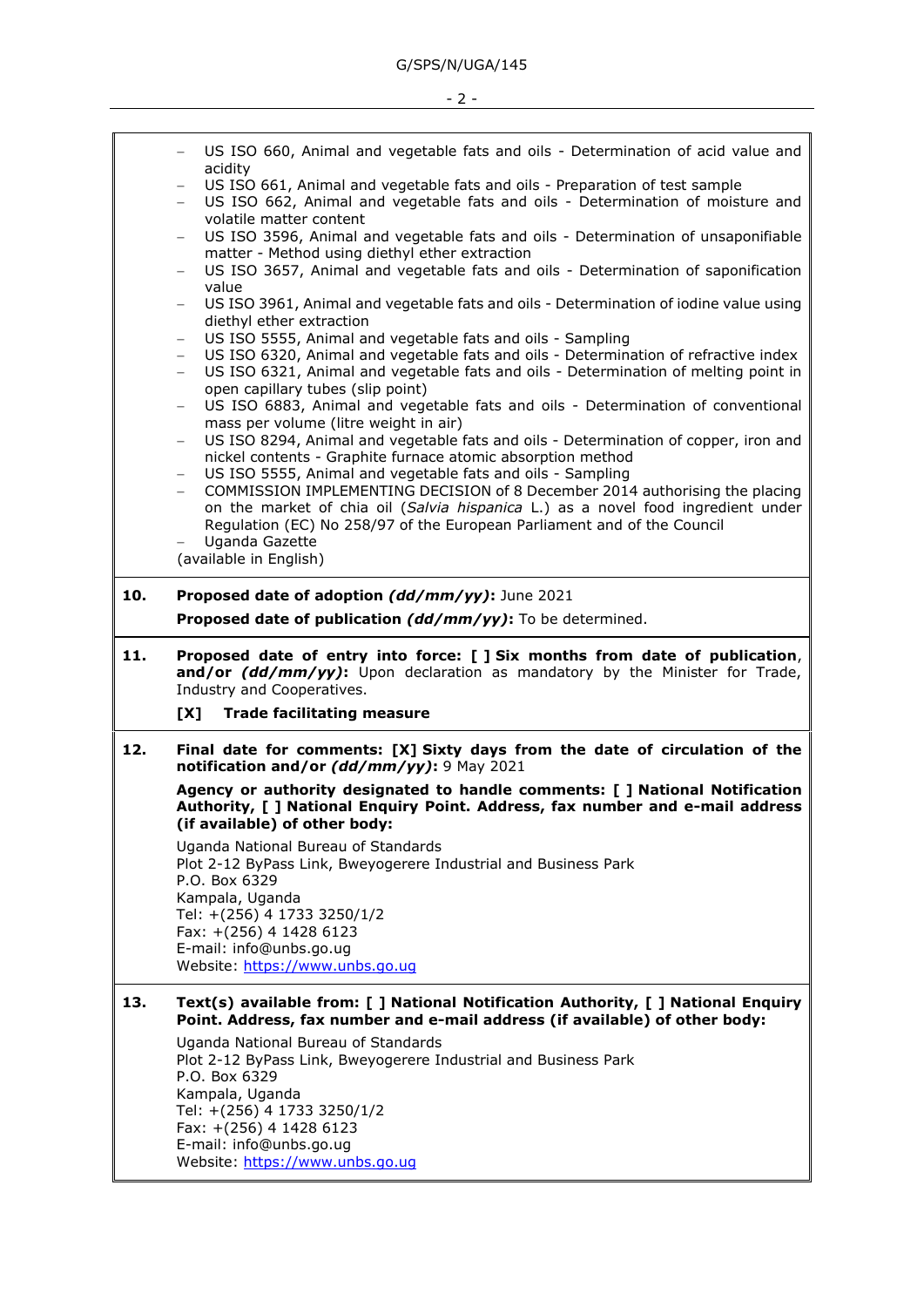- US ISO 660, Animal and vegetable fats and oils - Determination of acid value and acidity
- US ISO 661, Animal and vegetable fats and oils - Preparation of test sample
- US ISO 662, Animal and vegetable fats and oils - Determination of moisture and volatile matter content
- US ISO 3596, Animal and vegetable fats and oils - Determination of unsaponifiable matter - Method using diethyl ether extraction
- US ISO 3657, Animal and vegetable fats and oils - Determination of saponification value
- US ISO 3961, Animal and vegetable fats and oils - Determination of iodine value using diethyl ether extraction
- US ISO 5555, Animal and vegetable fats and oils - Sampling
- US ISO 6320, Animal and vegetable fats and oils - Determination of refractive index
- US ISO 6321, Animal and vegetable fats and oils - Determination of melting point in open capillary tubes (slip point)
- US ISO 6883, Animal and vegetable fats and oils - Determination of conventional mass per volume (litre weight in air)
- US ISO 8294, Animal and vegetable fats and oils - Determination of copper, iron and nickel contents - Graphite furnace atomic absorption method
- US ISO 5555, Animal and vegetable fats and oils - Sampling
- COMMISSION IMPLEMENTING DECISION of 8 December 2014 authorising the placing on the market of chia oil (*Salvia hispanica* L.) as a novel food ingredient under Regulation (EC) No 258/97 of the European Parliament and of the Council
- Uganda Gazette

(available in English)

**10. Proposed date of adoption *(dd/mm/yy)*:** June 2021

**Proposed date of publication *(dd/mm/yy)*:** To be determined.

**11. Proposed date of entry into force: [ ] Six months from date of publication, and/or *(dd/mm/yy)*:** Upon declaration as mandatory by the Minister for Trade, Industry and Cooperatives.

**[X] Trade facilitating measure**

**12. Final date for comments: [X] Sixty days from the date of circulation of the notification and/or *(dd/mm/yy)*:** 9 May 2021

**Agency or authority designated to handle comments: [ ] National Notification Authority, [ ] National Enquiry Point. Address, fax number and e-mail address (if available) of other body:**

Uganda National Bureau of Standards  
Plot 2-12 ByPass Link, Bweyogerere Industrial and Business Park  
P.O. Box 6329  
Kampala, Uganda  
Tel: +(256) 4 1733 3250/1/2  
Fax: +(256) 4 1428 6123  
E-mail: info@unbs.go.ug  
Website: https://www.unbs.go.ug

**13. Text(s) available from: [ ] National Notification Authority, [ ] National Enquiry Point. Address, fax number and e-mail address (if available) of other body:**

Uganda National Bureau of Standards  
Plot 2-12 ByPass Link, Bweyogerere Industrial and Business Park  
P.O. Box 6329  
Kampala, Uganda  
Tel: +(256) 4 1733 3250/1/2  
Fax: +(256) 4 1428 6123  
E-mail: info@unbs.go.ug  
Website: https://www.unbs.go.ug